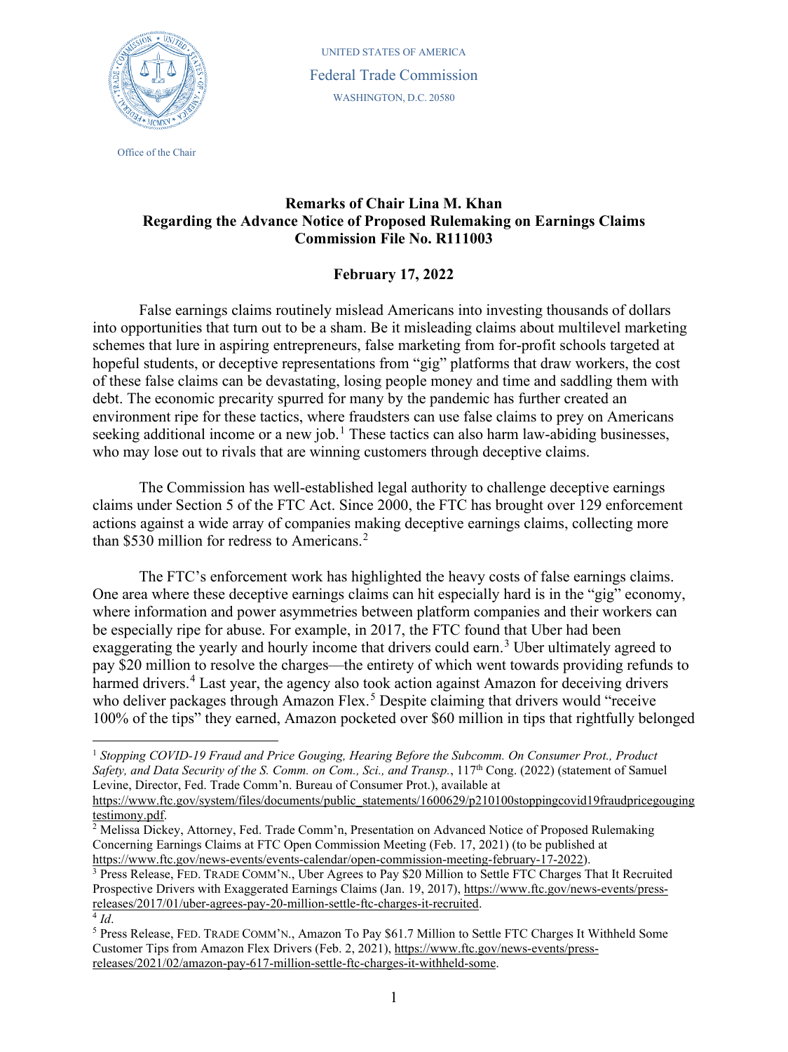UNITED STATES OF AMERICA

Federal Trade Commission

WASHINGTON, D.C. 20580

Office of the Chair

**Remarks of Chair Lina M. Khan**
**Regarding the Advance Notice of Proposed Rulemaking on Earnings Claims**
**Commission File No. R111003**

**February 17, 2022**

False earnings claims routinely mislead Americans into investing thousands of dollars into opportunities that turn out to be a sham. Be it misleading claims about multilevel marketing schemes that lure in aspiring entrepreneurs, false marketing from for-profit schools targeted at hopeful students, or deceptive representations from "gig" platforms that draw workers, the cost of these false claims can be devastating, losing people money and time and saddling them with debt. The economic precarity spurred for many by the pandemic has further created an environment ripe for these tactics, where fraudsters can use false claims to prey on Americans seeking additional income or a new job.[1] These tactics can also harm law-abiding businesses, who may lose out to rivals that are winning customers through deceptive claims.

The Commission has well-established legal authority to challenge deceptive earnings claims under Section 5 of the FTC Act. Since 2000, the FTC has brought over 129 enforcement actions against a wide array of companies making deceptive earnings claims, collecting more than $530 million for redress to Americans.[2]

The FTC's enforcement work has highlighted the heavy costs of false earnings claims. One area where these deceptive earnings claims can hit especially hard is in the "gig" economy, where information and power asymmetries between platform companies and their workers can be especially ripe for abuse. For example, in 2017, the FTC found that Uber had been exaggerating the yearly and hourly income that drivers could earn.[3] Uber ultimately agreed to pay $20 million to resolve the charges—the entirety of which went towards providing refunds to harmed drivers.[4] Last year, the agency also took action against Amazon for deceiving drivers who deliver packages through Amazon Flex.[5] Despite claiming that drivers would "receive 100% of the tips" they earned, Amazon pocketed over $60 million in tips that rightfully belonged

---

[1] *Stopping COVID-19 Fraud and Price Gouging, Hearing Before the Subcomm. On Consumer Prot., Product Safety, and Data Security of the S. Comm. on Com., Sci., and Transp.*, 117th Cong. (2022) (statement of Samuel Levine, Director, Fed. Trade Comm'n. Bureau of Consumer Prot.), available at https://www.ftc.gov/system/files/documents/public_statements/1600629/p210100stoppingcovid19fraudpricegougingtestimony.pdf.

[2] Melissa Dickey, Attorney, Fed. Trade Comm'n, Presentation on Advanced Notice of Proposed Rulemaking Concerning Earnings Claims at FTC Open Commission Meeting (Feb. 17, 2021) (to be published at https://www.ftc.gov/news-events/events-calendar/open-commission-meeting-february-17-2022).

[3] Press Release, FED. TRADE COMM'N., Uber Agrees to Pay $20 Million to Settle FTC Charges That It Recruited Prospective Drivers with Exaggerated Earnings Claims (Jan. 19, 2017), https://www.ftc.gov/news-events/press-releases/2017/01/uber-agrees-pay-20-million-settle-ftc-charges-it-recruited.

[4] *Id*.

[5] Press Release, FED. TRADE COMM'N., Amazon To Pay $61.7 Million to Settle FTC Charges It Withheld Some Customer Tips from Amazon Flex Drivers (Feb. 2, 2021), https://www.ftc.gov/news-events/press-releases/2021/02/amazon-pay-617-million-settle-ftc-charges-it-withheld-some.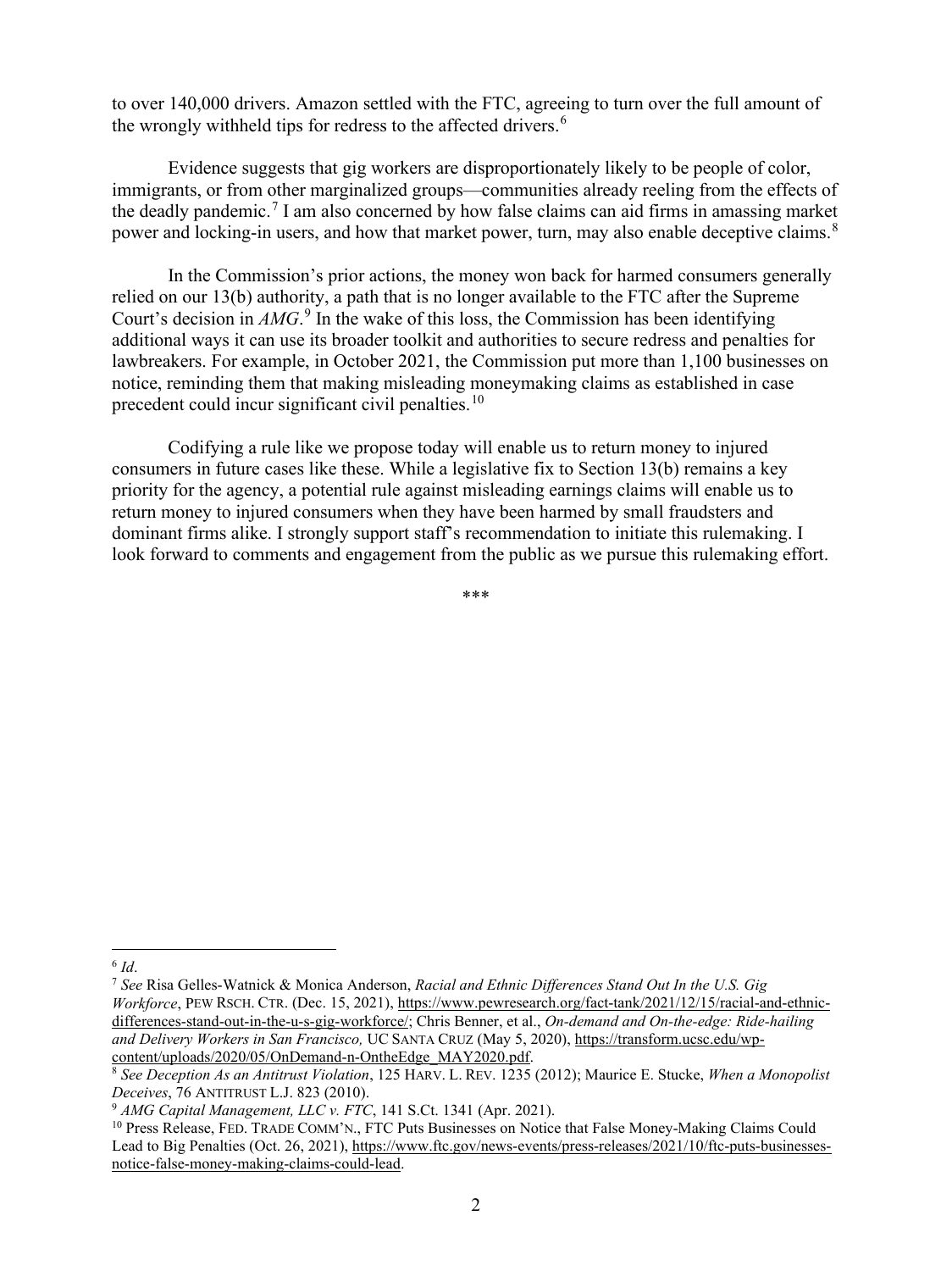to over 140,000 drivers. Amazon settled with the FTC, agreeing to turn over the full amount of the wrongly withheld tips for redress to the affected drivers.[6]

Evidence suggests that gig workers are disproportionately likely to be people of color, immigrants, or from other marginalized groups—communities already reeling from the effects of the deadly pandemic.[7] I am also concerned by how false claims can aid firms in amassing market power and locking-in users, and how that market power, turn, may also enable deceptive claims.[8]

In the Commission's prior actions, the money won back for harmed consumers generally relied on our 13(b) authority, a path that is no longer available to the FTC after the Supreme Court's decision in *AMG*.[9] In the wake of this loss, the Commission has been identifying additional ways it can use its broader toolkit and authorities to secure redress and penalties for lawbreakers. For example, in October 2021, the Commission put more than 1,100 businesses on notice, reminding them that making misleading moneymaking claims as established in case precedent could incur significant civil penalties.[10]

Codifying a rule like we propose today will enable us to return money to injured consumers in future cases like these. While a legislative fix to Section 13(b) remains a key priority for the agency, a potential rule against misleading earnings claims will enable us to return money to injured consumers when they have been harmed by small fraudsters and dominant firms alike. I strongly support staff's recommendation to initiate this rulemaking. I look forward to comments and engagement from the public as we pursue this rulemaking effort.

\*\*\*

---

[6] *Id*.

[7] *See* Risa Gelles-Watnick & Monica Anderson, *Racial and Ethnic Differences Stand Out In the U.S. Gig Workforce*, PEW RSCH. CTR. (Dec. 15, 2021), https://www.pewresearch.org/fact-tank/2021/12/15/racial-and-ethnic-differences-stand-out-in-the-u-s-gig-workforce/; Chris Benner, et al., *On-demand and On-the-edge: Ride-hailing and Delivery Workers in San Francisco,* UC SANTA CRUZ (May 5, 2020), https://transform.ucsc.edu/wp-content/uploads/2020/05/OnDemand-n-OntheEdge_MAY2020.pdf.

[8] *See Deception As an Antitrust Violation*, 125 HARV. L. REV. 1235 (2012); Maurice E. Stucke, *When a Monopolist Deceives*, 76 ANTITRUST L.J. 823 (2010).

[9] *AMG Capital Management, LLC v. FTC*, 141 S.Ct. 1341 (Apr. 2021).

[10] Press Release, FED. TRADE COMM'N., FTC Puts Businesses on Notice that False Money-Making Claims Could Lead to Big Penalties (Oct. 26, 2021), https://www.ftc.gov/news-events/press-releases/2021/10/ftc-puts-businesses-notice-false-money-making-claims-could-lead.